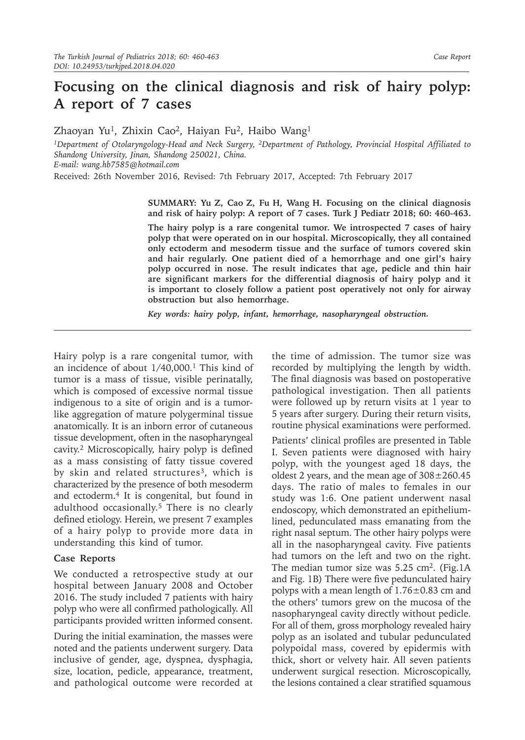# Focusing on the clinical diagnosis and risk of hairy polyp: A report of 7 cases

Zhaoyan Yu[1], Zhixin Cao[2], Haiyan Fu[2], Haibo Wang[1]

[1]*Department of Otolaryngology-Head and Neck Surgery,* [2]*Department of Pathology, Provincial Hospital Affiliated to Shandong University, Jinan, Shandong 250021, China.*
*E-mail: wang.hb7585@hotmail.com*

Received: 26th November 2016, Revised: 7th February 2017, Accepted: 7th February 2017

**SUMMARY: Yu Z, Cao Z, Fu H, Wang H. Focusing on the clinical diagnosis and risk of hairy polyp: A report of 7 cases. Turk J Pediatr 2018; 60: 460-463.**

**The hairy polyp is a rare congenital tumor. We introspected 7 cases of hairy polyp that were operated on in our hospital. Microscopically, they all contained only ectoderm and mesoderm tissue and the surface of tumors covered skin and hair regularly. One patient died of a hemorrhage and one girl's hairy polyp occurred in nose. The result indicates that age, pedicle and thin hair are significant markers for the differential diagnosis of hairy polyp and it is important to closely follow a patient post operatively not only for airway obstruction but also hemorrhage.**

***Key words: hairy polyp, infant, hemorrhage, nasopharyngeal obstruction.***

Hairy polyp is a rare congenital tumor, with an incidence of about 1/40,000.[1] This kind of tumor is a mass of tissue, visible perinatally, which is composed of excessive normal tissue indigenous to a site of origin and is a tumor-like aggregation of mature polygerminal tissue anatomically. It is an inborn error of cutaneous tissue development, often in the nasopharyngeal cavity.[2] Microscopically, hairy polyp is defined as a mass consisting of fatty tissue covered by skin and related structures[3], which is characterized by the presence of both mesoderm and ectoderm.[4] It is congenital, but found in adulthood occasionally.[5] There is no clearly defined etiology. Herein, we present 7 examples of a hairy polyp to provide more data in understanding this kind of tumor.

## Case Reports

We conducted a retrospective study at our hospital between January 2008 and October 2016. The study included 7 patients with hairy polyp who were all confirmed pathologically. All participants provided written informed consent.

During the initial examination, the masses were noted and the patients underwent surgery. Data inclusive of gender, age, dyspnea, dysphagia, size, location, pedicle, appearance, treatment, and pathological outcome were recorded at the time of admission. The tumor size was recorded by multiplying the length by width. The final diagnosis was based on postoperative pathological investigation. Then all patients were followed up by return visits at 1 year to 5 years after surgery. During their return visits, routine physical examinations were performed.

Patients' clinical profiles are presented in Table I. Seven patients were diagnosed with hairy polyp, with the youngest aged 18 days, the oldest 2 years, and the mean age of 308±260.45 days. The ratio of males to females in our study was 1:6. One patient underwent nasal endoscopy, which demonstrated an epithelium-lined, pedunculated mass emanating from the right nasal septum. The other hairy polyps were all in the nasopharyngeal cavity. Five patients had tumors on the left and two on the right. The median tumor size was 5.25 cm$^2$. (Fig.1A and Fig. 1B) There were five pedunculated hairy polyps with a mean length of 1.76±0.83 cm and the others' tumors grew on the mucosa of the nasopharyngeal cavity directly without pedicle. For all of them, gross morphology revealed hairy polyp as an isolated and tubular pedunculated polypoidal mass, covered by epidermis with thick, short or velvety hair. All seven patients underwent surgical resection. Microscopically, the lesions contained a clear stratified squamous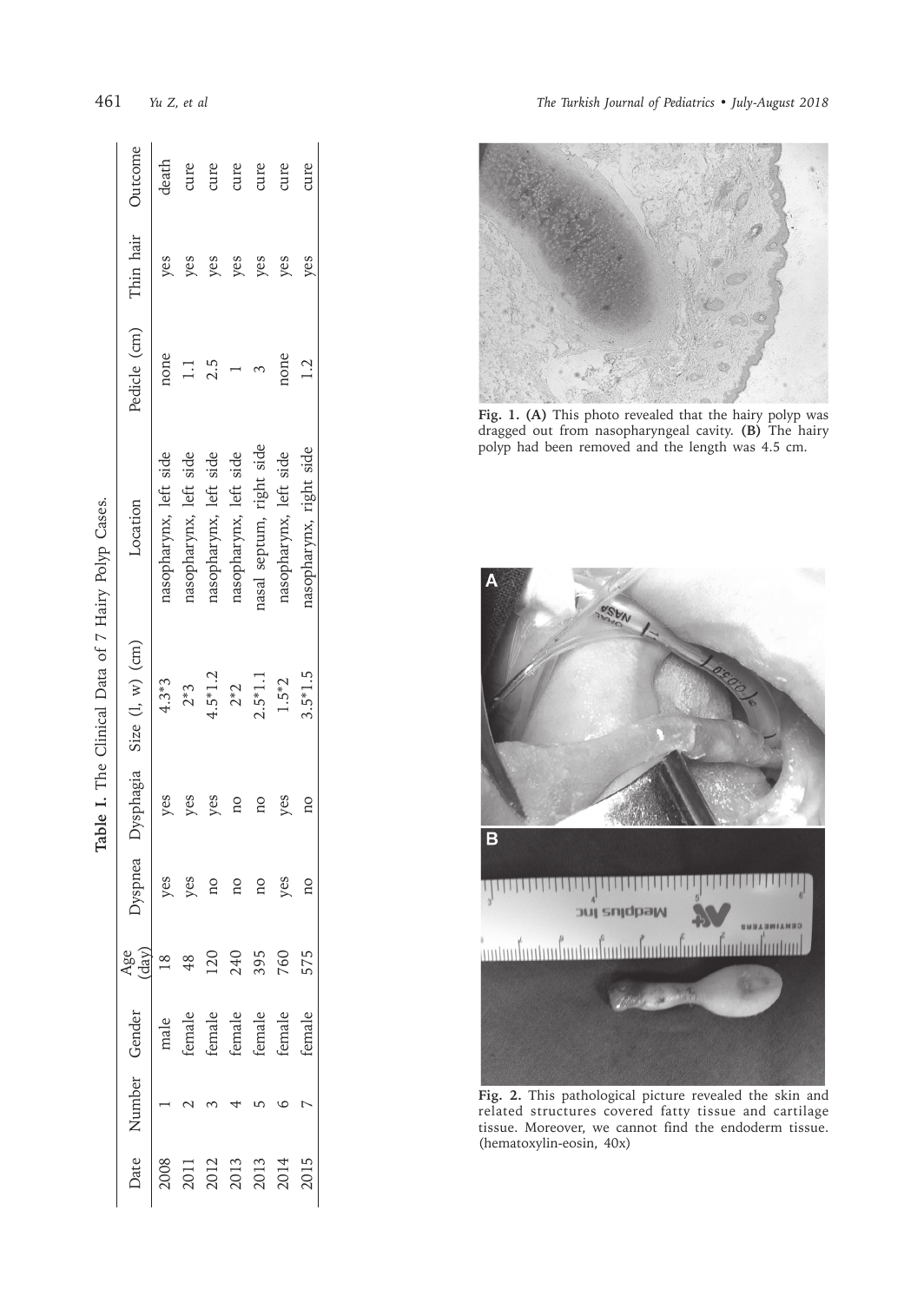**Table I.** The Clinical Data of 7 Hairy Polyp Cases.

| Date | Number | Gender | Age (day) | Dyspnea | Dysphagia | Size (l, w) (cm) | Location | Pedicle (cm) | Thin hair | Outcome |
|---|---|---|---|---|---|---|---|---|---|---|
| 2008 | 1 | male | 18 | yes | yes | 4.3*3 | nasopharynx, left side | none | yes | death |
| 2011 | 2 | female | 48 | yes | yes | 2*3 | nasopharynx, left side | 1.1 | yes | cure |
| 2012 | 3 | female | 120 | no | yes | 4.5*1.2 | nasopharynx, left side | 2.5 | yes | cure |
| 2013 | 4 | female | 240 | no | no | 2*2 | nasopharynx, left side | 1 | yes | cure |
| 2013 | 5 | female | 395 | no | no | 2.5*1.1 | nasal septum, right side | 3 | yes | cure |
| 2014 | 6 | female | 760 | yes | yes | 1.5*2 | nasopharynx, left side | none | yes | cure |
| 2015 | 7 | female | 575 | no | no | 3.5*1.5 | nasopharynx, right side | 1.2 | yes | cure |

**Fig. 1. (A)** This photo revealed that the hairy polyp was dragged out from nasopharyngeal cavity. **(B)** The hairy polyp had been removed and the length was 4.5 cm.

**Fig. 2.** This pathological picture revealed the skin and related structures covered fatty tissue and cartilage tissue. Moreover, we cannot find the endoderm tissue. (hematoxylin-eosin, 40x)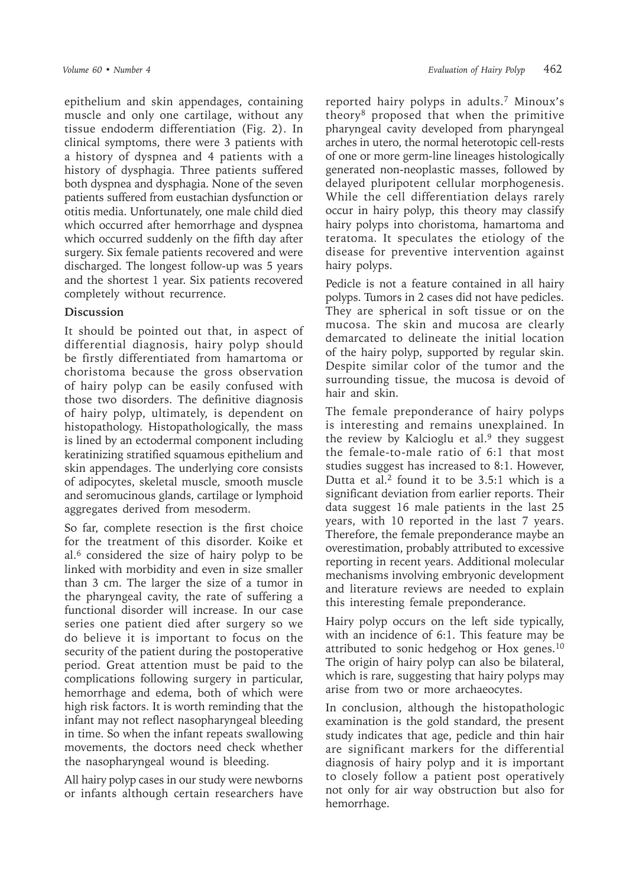epithelium and skin appendages, containing muscle and only one cartilage, without any tissue endoderm differentiation (Fig. 2). In clinical symptoms, there were 3 patients with a history of dyspnea and 4 patients with a history of dysphagia. Three patients suffered both dyspnea and dysphagia. None of the seven patients suffered from eustachian dysfunction or otitis media. Unfortunately, one male child died which occurred after hemorrhage and dyspnea which occurred suddenly on the fifth day after surgery. Six female patients recovered and were discharged. The longest follow-up was 5 years and the shortest 1 year. Six patients recovered completely without recurrence.

## Discussion

It should be pointed out that, in aspect of differential diagnosis, hairy polyp should be firstly differentiated from hamartoma or choristoma because the gross observation of hairy polyp can be easily confused with those two disorders. The definitive diagnosis of hairy polyp, ultimately, is dependent on histopathology. Histopathologically, the mass is lined by an ectodermal component including keratinizing stratified squamous epithelium and skin appendages. The underlying core consists of adipocytes, skeletal muscle, smooth muscle and seromucinous glands, cartilage or lymphoid aggregates derived from mesoderm.

So far, complete resection is the first choice for the treatment of this disorder. Koike et al.[6] considered the size of hairy polyp to be linked with morbidity and even in size smaller than 3 cm. The larger the size of a tumor in the pharyngeal cavity, the rate of suffering a functional disorder will increase. In our case series one patient died after surgery so we do believe it is important to focus on the security of the patient during the postoperative period. Great attention must be paid to the complications following surgery in particular, hemorrhage and edema, both of which were high risk factors. It is worth reminding that the infant may not reflect nasopharyngeal bleeding in time. So when the infant repeats swallowing movements, the doctors need check whether the nasopharyngeal wound is bleeding.

All hairy polyp cases in our study were newborns or infants although certain researchers have reported hairy polyps in adults.[7] Minoux's theory[8] proposed that when the primitive pharyngeal cavity developed from pharyngeal arches in utero, the normal heterotopic cell-rests of one or more germ-line lineages histologically generated non-neoplastic masses, followed by delayed pluripotent cellular morphogenesis. While the cell differentiation delays rarely occur in hairy polyp, this theory may classify hairy polyps into choristoma, hamartoma and teratoma. It speculates the etiology of the disease for preventive intervention against hairy polyps.

Pedicle is not a feature contained in all hairy polyps. Tumors in 2 cases did not have pedicles. They are spherical in soft tissue or on the mucosa. The skin and mucosa are clearly demarcated to delineate the initial location of the hairy polyp, supported by regular skin. Despite similar color of the tumor and the surrounding tissue, the mucosa is devoid of hair and skin.

The female preponderance of hairy polyps is interesting and remains unexplained. In the review by Kalcioglu et al.[9] they suggest the female-to-male ratio of 6:1 that most studies suggest has increased to 8:1. However, Dutta et al.[2] found it to be 3.5:1 which is a significant deviation from earlier reports. Their data suggest 16 male patients in the last 25 years, with 10 reported in the last 7 years. Therefore, the female preponderance maybe an overestimation, probably attributed to excessive reporting in recent years. Additional molecular mechanisms involving embryonic development and literature reviews are needed to explain this interesting female preponderance.

Hairy polyp occurs on the left side typically, with an incidence of 6:1. This feature may be attributed to sonic hedgehog or Hox genes.[10] The origin of hairy polyp can also be bilateral, which is rare, suggesting that hairy polyps may arise from two or more archaeocytes.

In conclusion, although the histopathologic examination is the gold standard, the present study indicates that age, pedicle and thin hair are significant markers for the differential diagnosis of hairy polyp and it is important to closely follow a patient post operatively not only for air way obstruction but also for hemorrhage.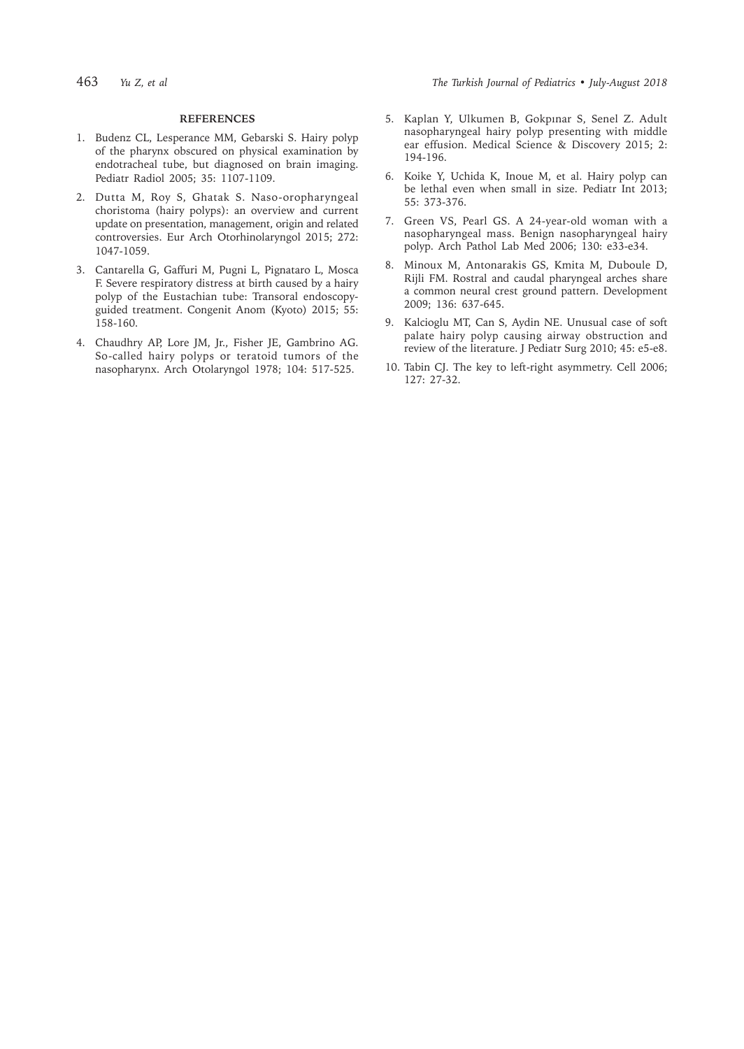## REFERENCES

1. Budenz CL, Lesperance MM, Gebarski S. Hairy polyp of the pharynx obscured on physical examination by endotracheal tube, but diagnosed on brain imaging. Pediatr Radiol 2005; 35: 1107-1109.
2. Dutta M, Roy S, Ghatak S. Naso-oropharyngeal choristoma (hairy polyps): an overview and current update on presentation, management, origin and related controversies. Eur Arch Otorhinolaryngol 2015; 272: 1047-1059.
3. Cantarella G, Gaffuri M, Pugni L, Pignataro L, Mosca F. Severe respiratory distress at birth caused by a hairy polyp of the Eustachian tube: Transoral endoscopy-guided treatment. Congenit Anom (Kyoto) 2015; 55: 158-160.
4. Chaudhry AP, Lore JM, Jr., Fisher JE, Gambrino AG. So-called hairy polyps or teratoid tumors of the nasopharynx. Arch Otolaryngol 1978; 104: 517-525.
5. Kaplan Y, Ulkumen B, Gokpınar S, Senel Z. Adult nasopharyngeal hairy polyp presenting with middle ear effusion. Medical Science & Discovery 2015; 2: 194-196.
6. Koike Y, Uchida K, Inoue M, et al. Hairy polyp can be lethal even when small in size. Pediatr Int 2013; 55: 373-376.
7. Green VS, Pearl GS. A 24-year-old woman with a nasopharyngeal mass. Benign nasopharyngeal hairy polyp. Arch Pathol Lab Med 2006; 130: e33-e34.
8. Minoux M, Antonarakis GS, Kmita M, Duboule D, Rijli FM. Rostral and caudal pharyngeal arches share a common neural crest ground pattern. Development 2009; 136: 637-645.
9. Kalcioglu MT, Can S, Aydin NE. Unusual case of soft palate hairy polyp causing airway obstruction and review of the literature. J Pediatr Surg 2010; 45: e5-e8.
10. Tabin CJ. The key to left-right asymmetry. Cell 2006; 127: 27-32.